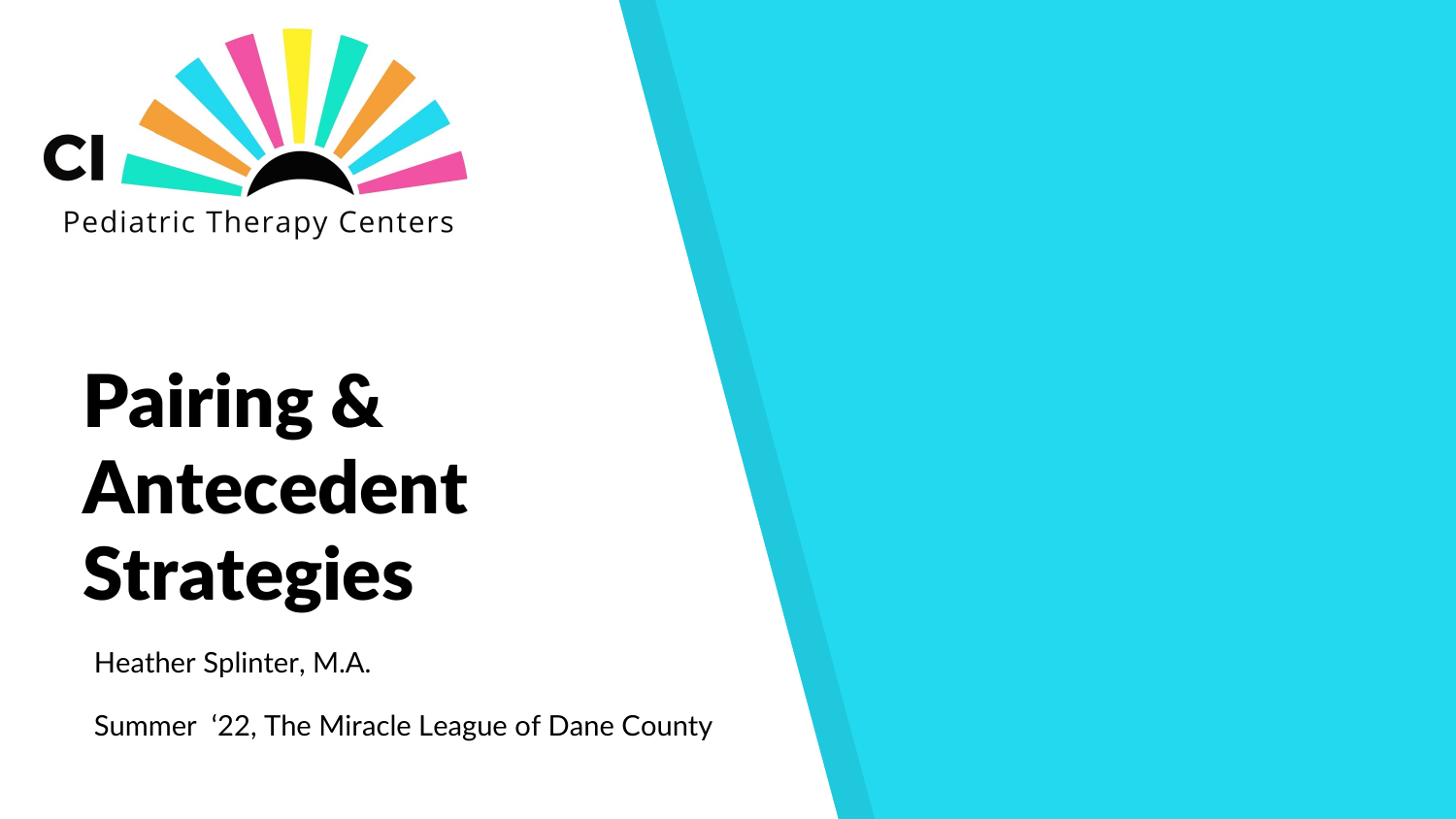CI Pediatric Therapy Centers

# Pairing & Antecedent Strategies

Heather Splinter, M.A.

Summer '22, The Miracle League of Dane County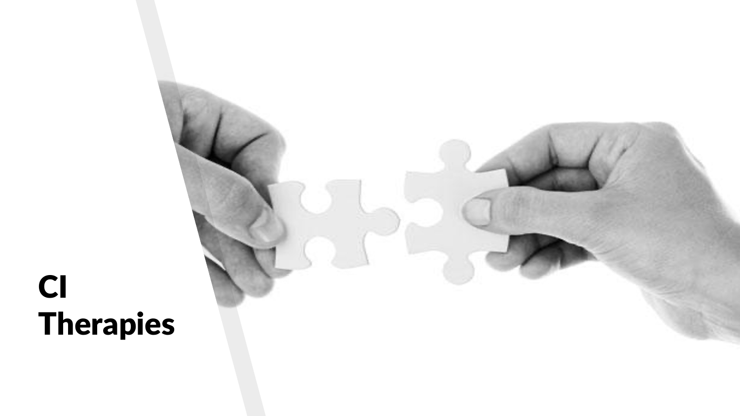# CI Therapies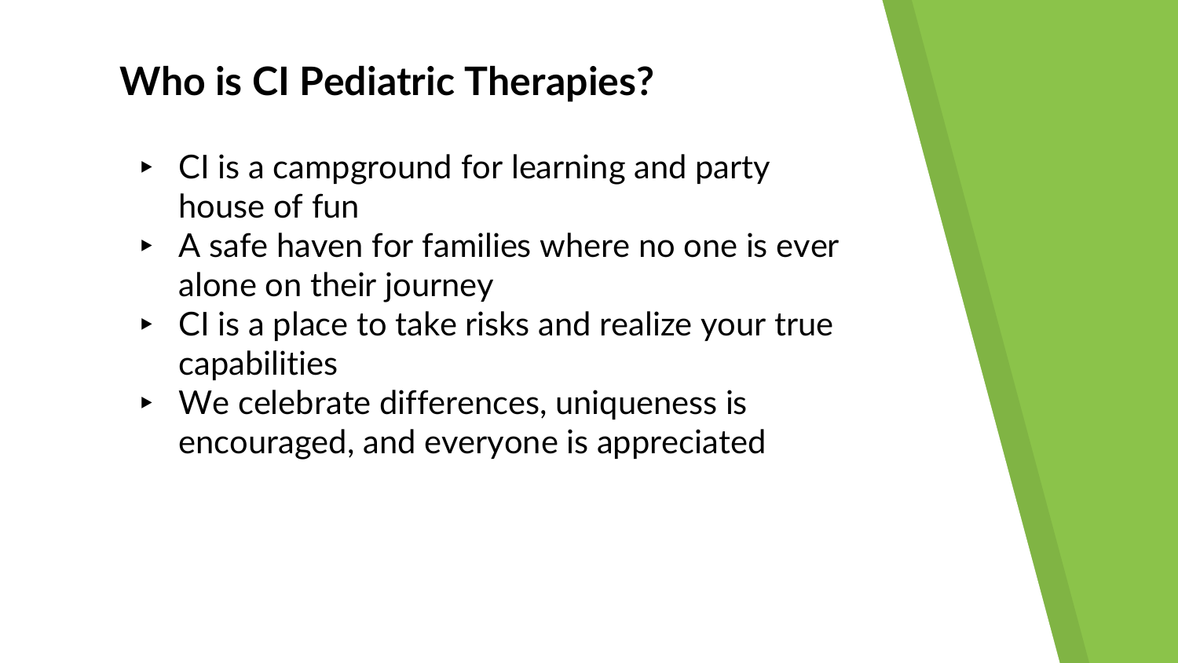# Who is CI Pediatric Therapies?

- CI is a campground for learning and party house of fun
- A safe haven for families where no one is ever alone on their journey
- CI is a place to take risks and realize your true capabilities
- We celebrate differences, uniqueness is encouraged, and everyone is appreciated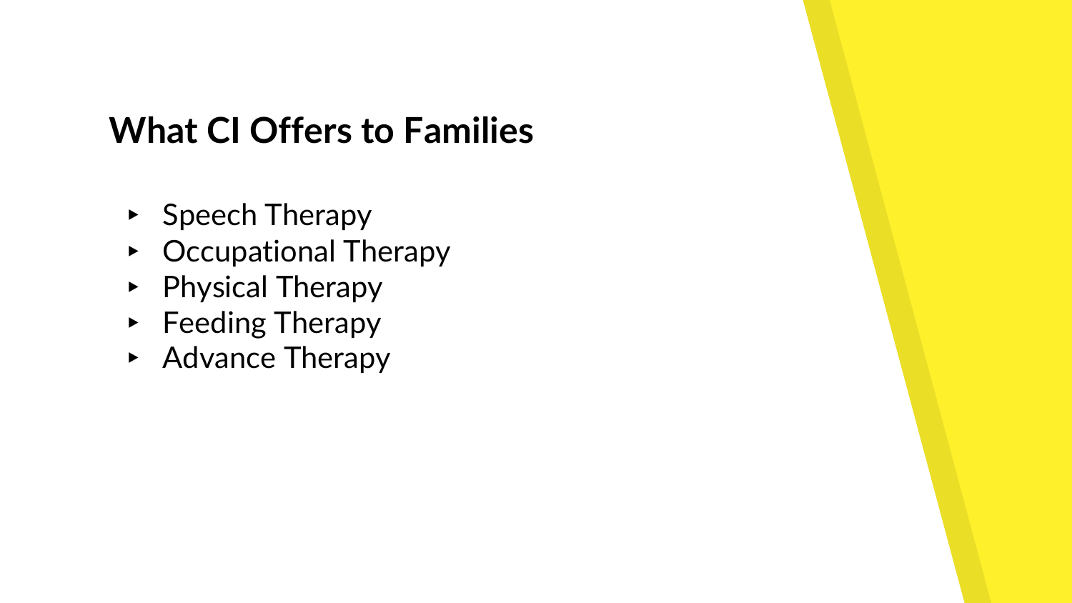## What CI Offers to Families

- Speech Therapy
- Occupational Therapy
- Physical Therapy
- Feeding Therapy
- Advance Therapy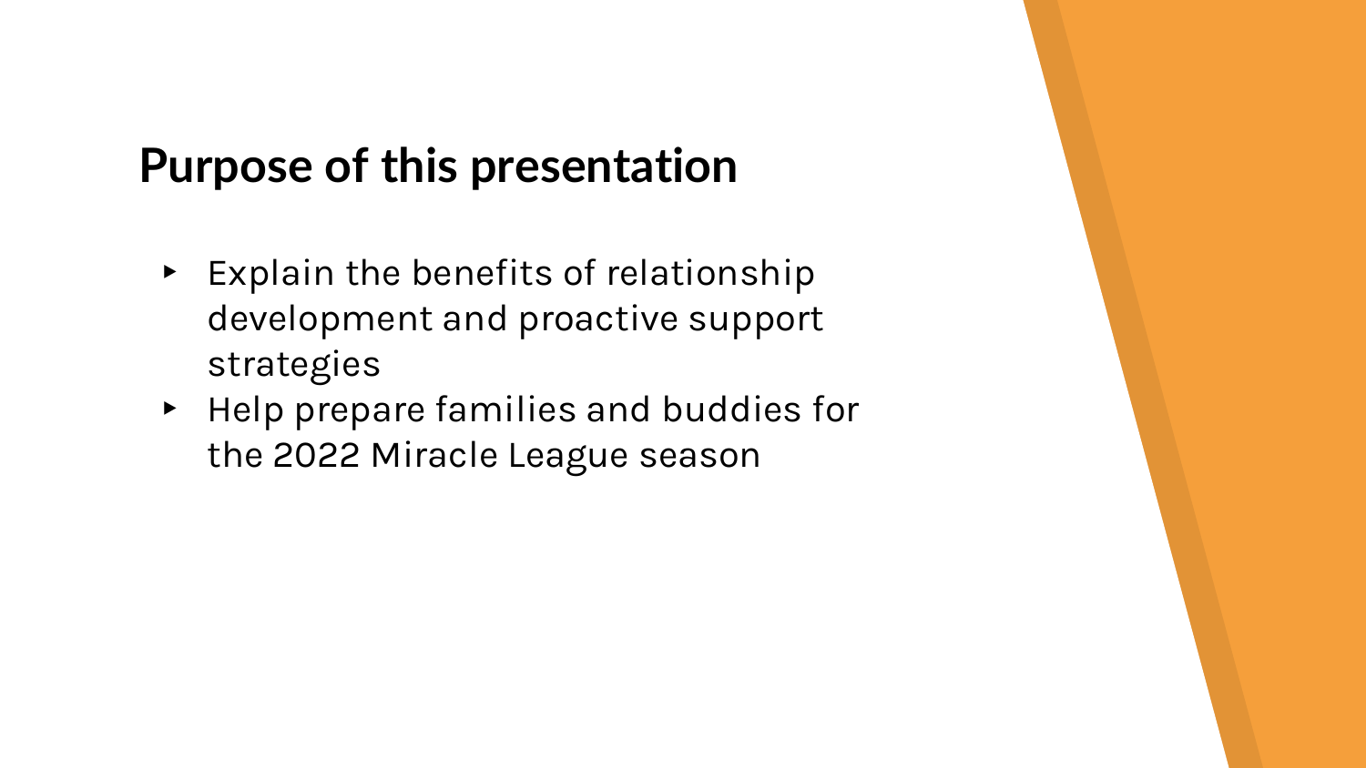## Purpose of this presentation

- Explain the benefits of relationship development and proactive support strategies
- Help prepare families and buddies for the 2022 Miracle League season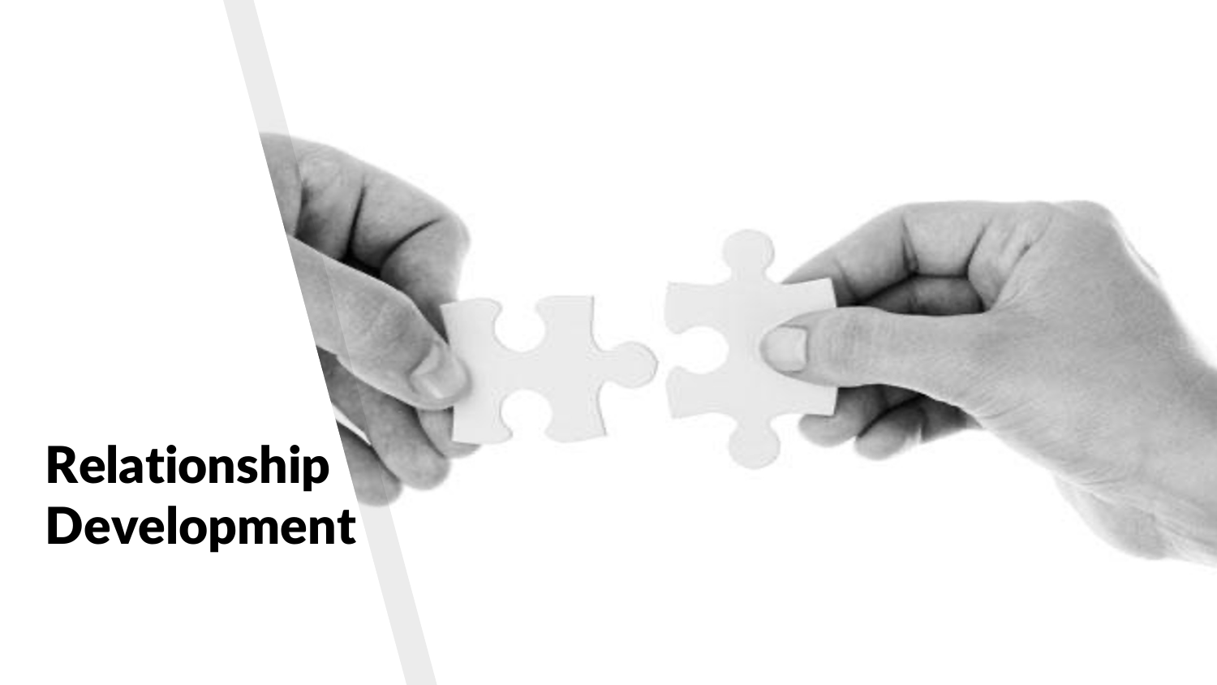# Relationship Development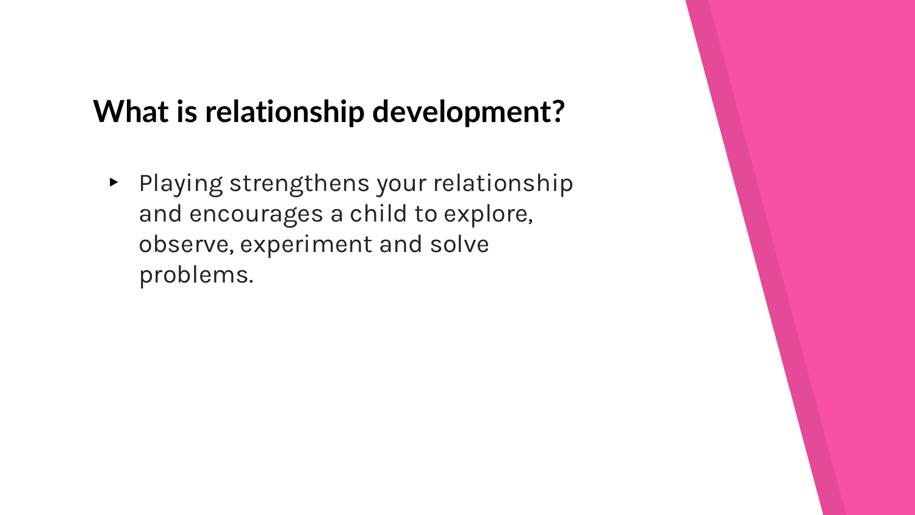## What is relationship development?

- Playing strengthens your relationship and encourages a child to explore, observe, experiment and solve problems.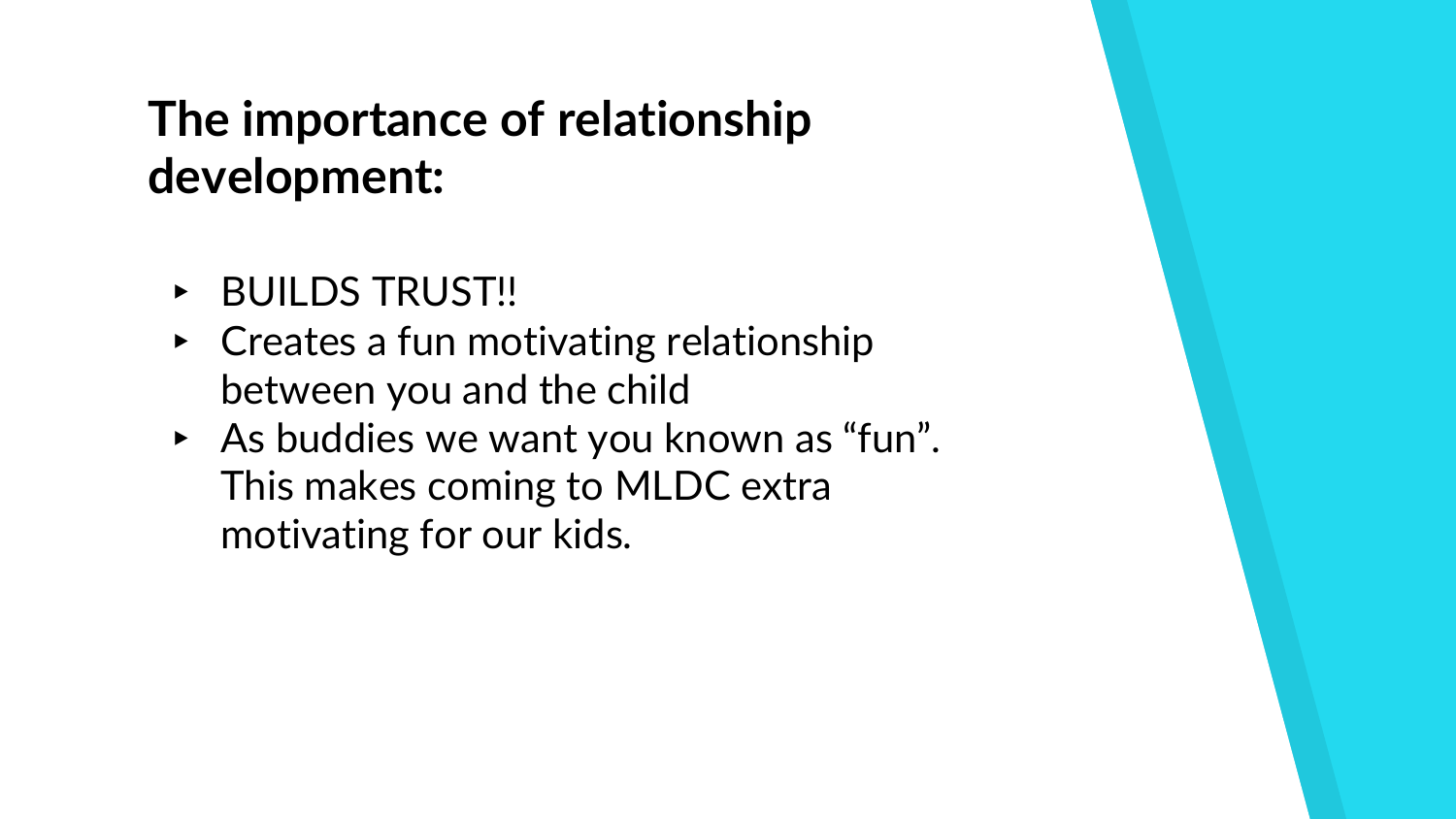## The importance of relationship development:

- BUILDS TRUST!!
- Creates a fun motivating relationship between you and the child
- As buddies we want you known as “fun”. This makes coming to MLDC extra motivating for our kids.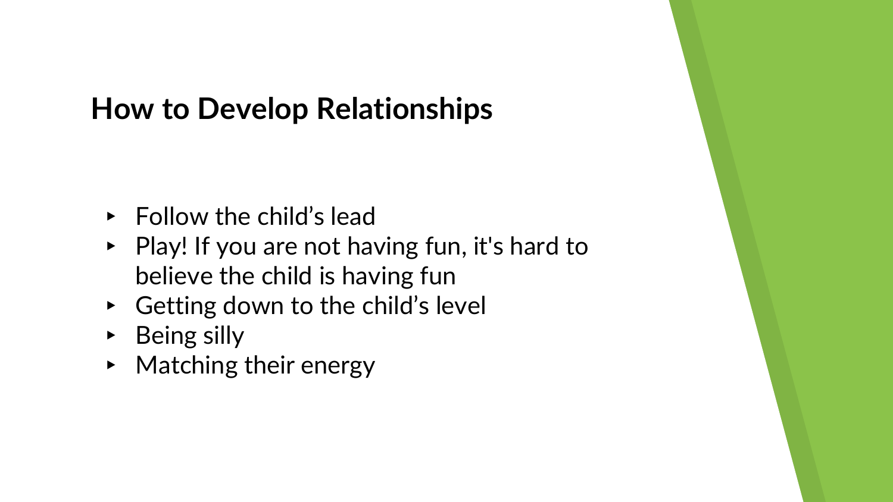# How to Develop Relationships

- Follow the child's lead
- Play! If you are not having fun, it's hard to believe the child is having fun
- Getting down to the child's level
- Being silly
- Matching their energy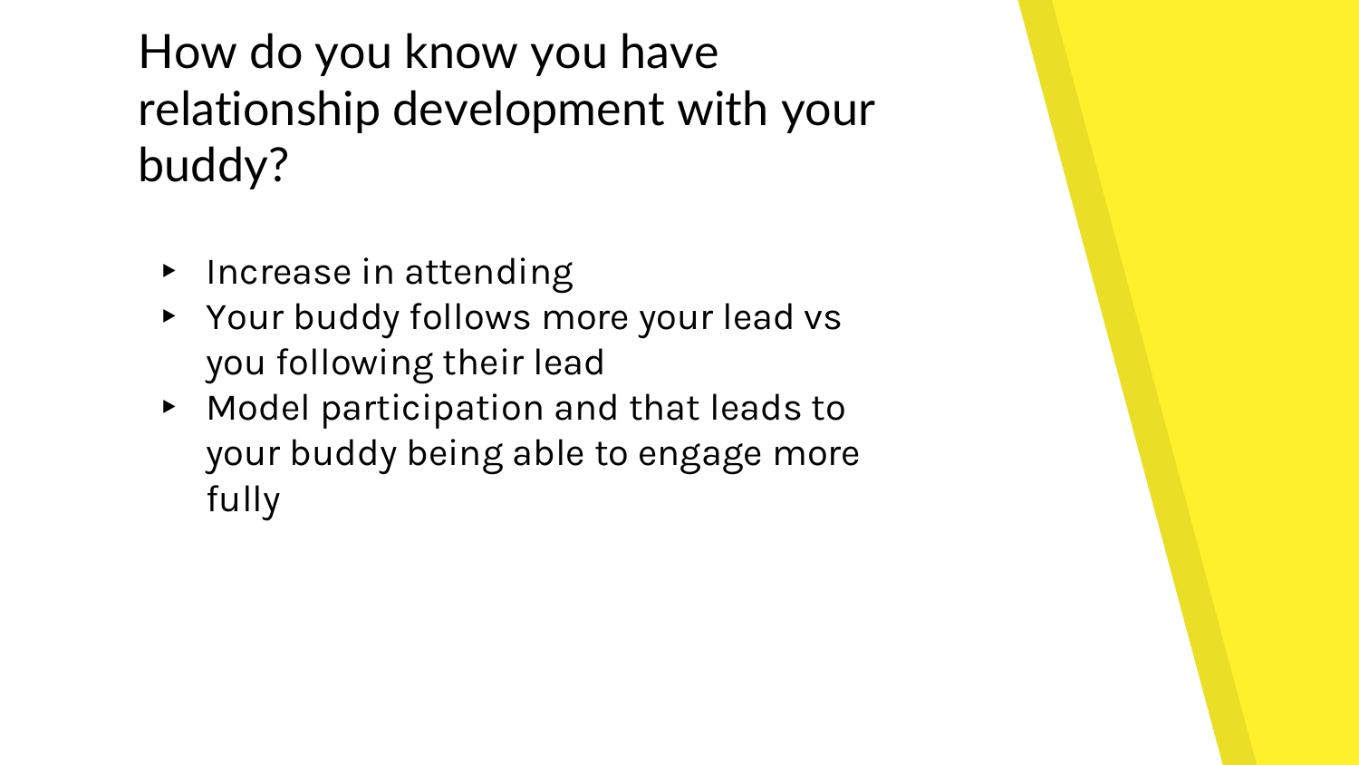# How do you know you have relationship development with your buddy?

- Increase in attending
- Your buddy follows more your lead vs you following their lead
- Model participation and that leads to your buddy being able to engage more fully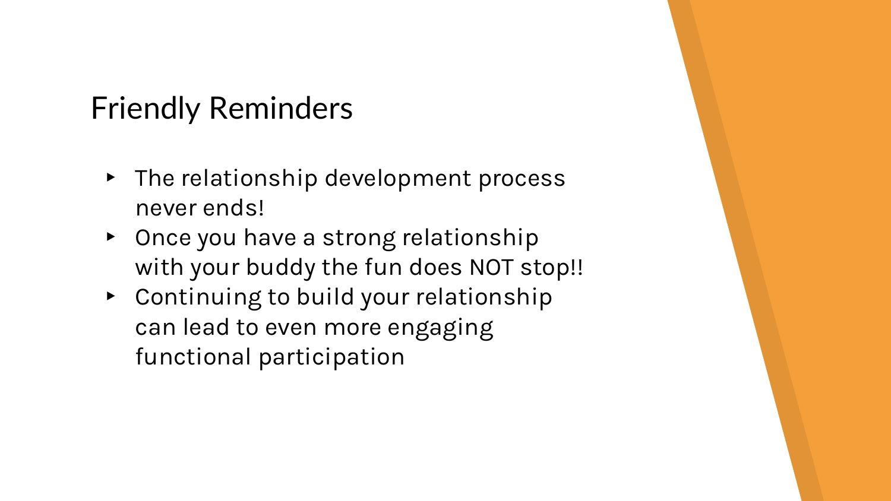# Friendly Reminders

- The relationship development process never ends!
- Once you have a strong relationship with your buddy the fun does NOT stop!!
- Continuing to build your relationship can lead to even more engaging functional participation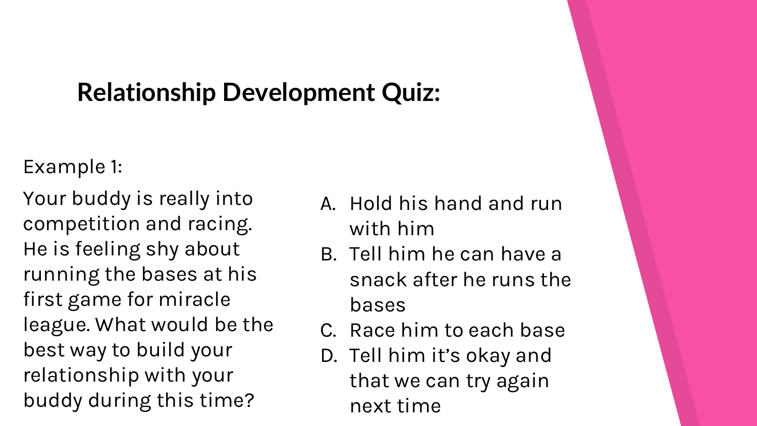## Relationship Development Quiz:

Example 1:

Your buddy is really into competition and racing. He is feeling shy about running the bases at his first game for miracle league. What would be the best way to build your relationship with your buddy during this time?

A. Hold his hand and run with him
B. Tell him he can have a snack after he runs the bases
C. Race him to each base
D. Tell him it's okay and that we can try again next time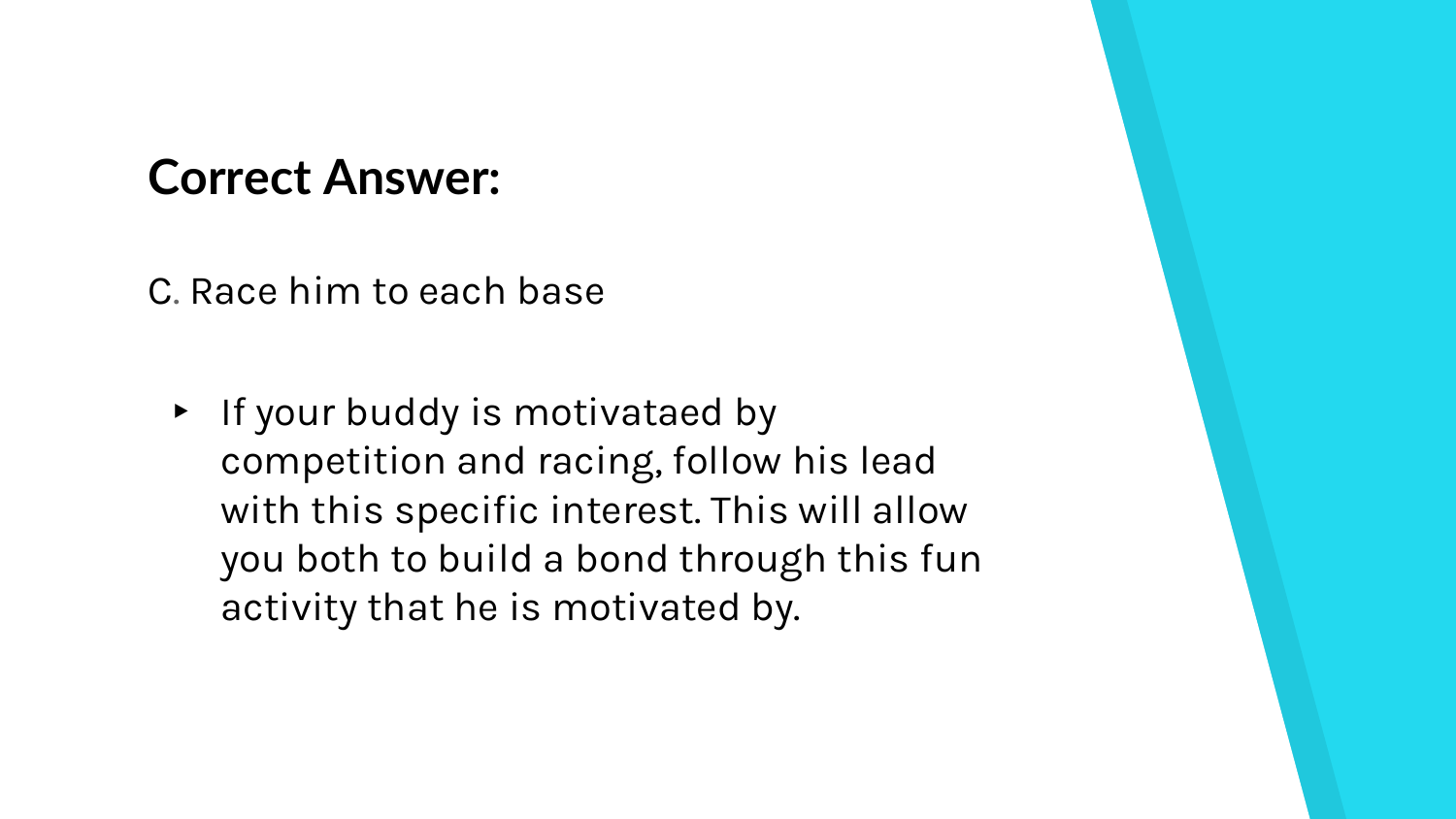## Correct Answer:

C. Race him to each base

- If your buddy is motivataed by competition and racing, follow his lead with this specific interest. This will allow you both to build a bond through this fun activity that he is motivated by.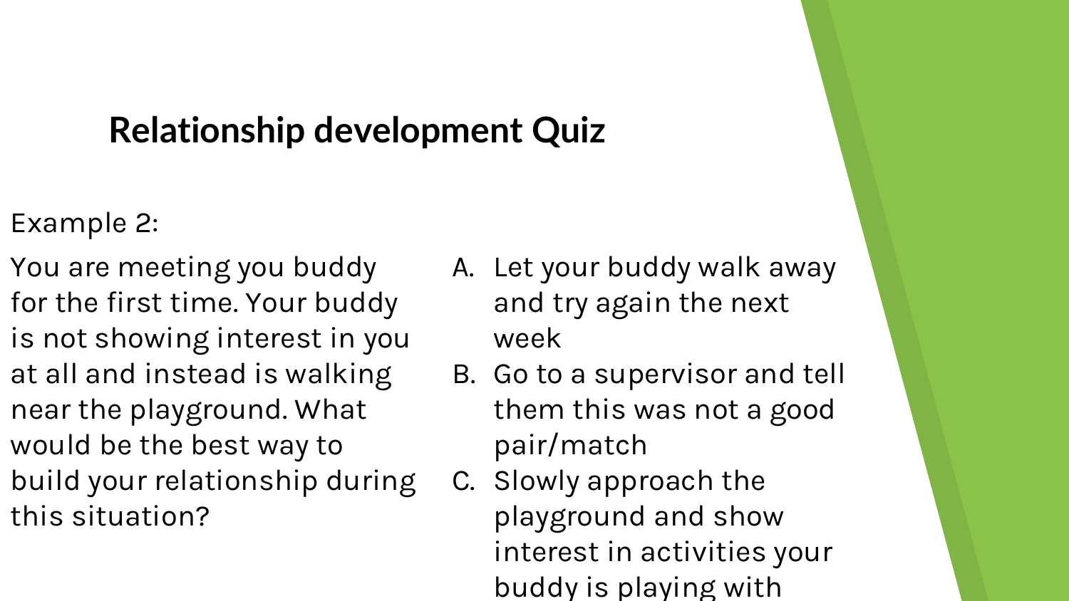# Relationship development Quiz

Example 2:

You are meeting you buddy for the first time. Your buddy is not showing interest in you at all and instead is walking near the playground. What would be the best way to build your relationship during this situation?

A. Let your buddy walk away and try again the next week
B. Go to a supervisor and tell them this was not a good pair/match
C. Slowly approach the playground and show interest in activities your buddy is playing with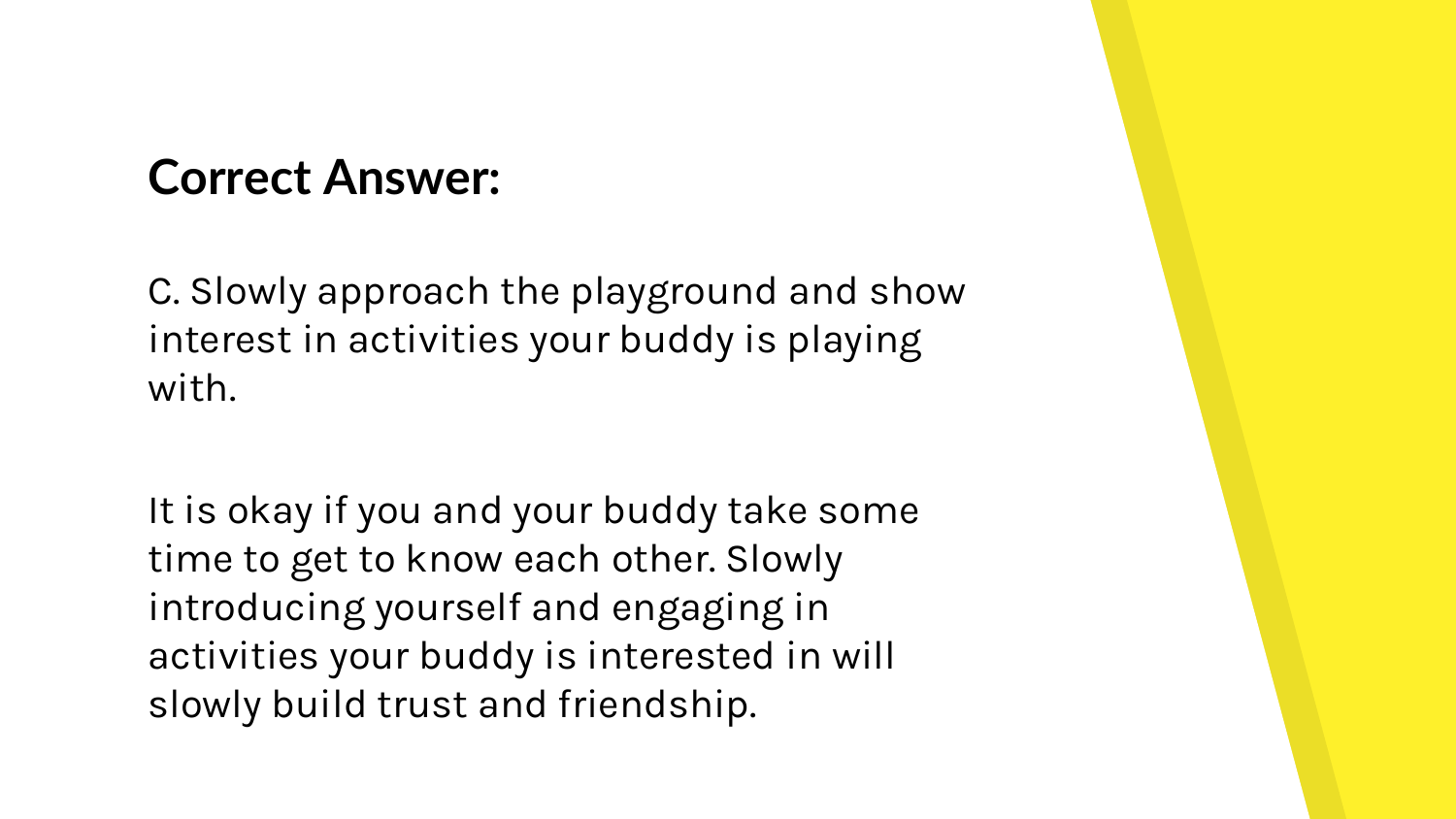## Correct Answer:

C. Slowly approach the playground and show interest in activities your buddy is playing with.

It is okay if you and your buddy take some time to get to know each other. Slowly introducing yourself and engaging in activities your buddy is interested in will slowly build trust and friendship.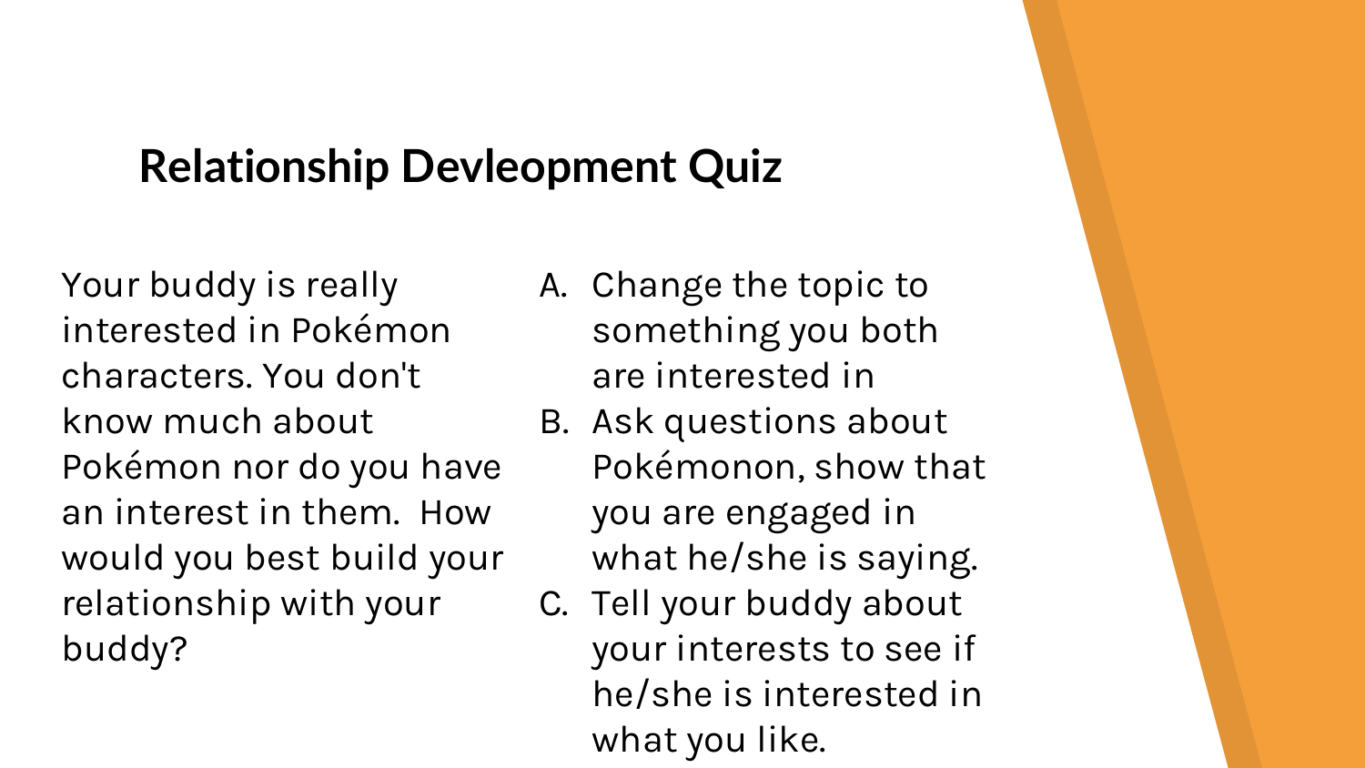## Relationship Devleopment Quiz

Your buddy is really interested in Pokémon characters. You don't know much about Pokémon nor do you have an interest in them.  How would you best build your relationship with your buddy?

A. Change the topic to something you both are interested in
B. Ask questions about Pokémonon, show that you are engaged in what he/she is saying.
C. Tell your buddy about your interests to see if he/she is interested in what you like.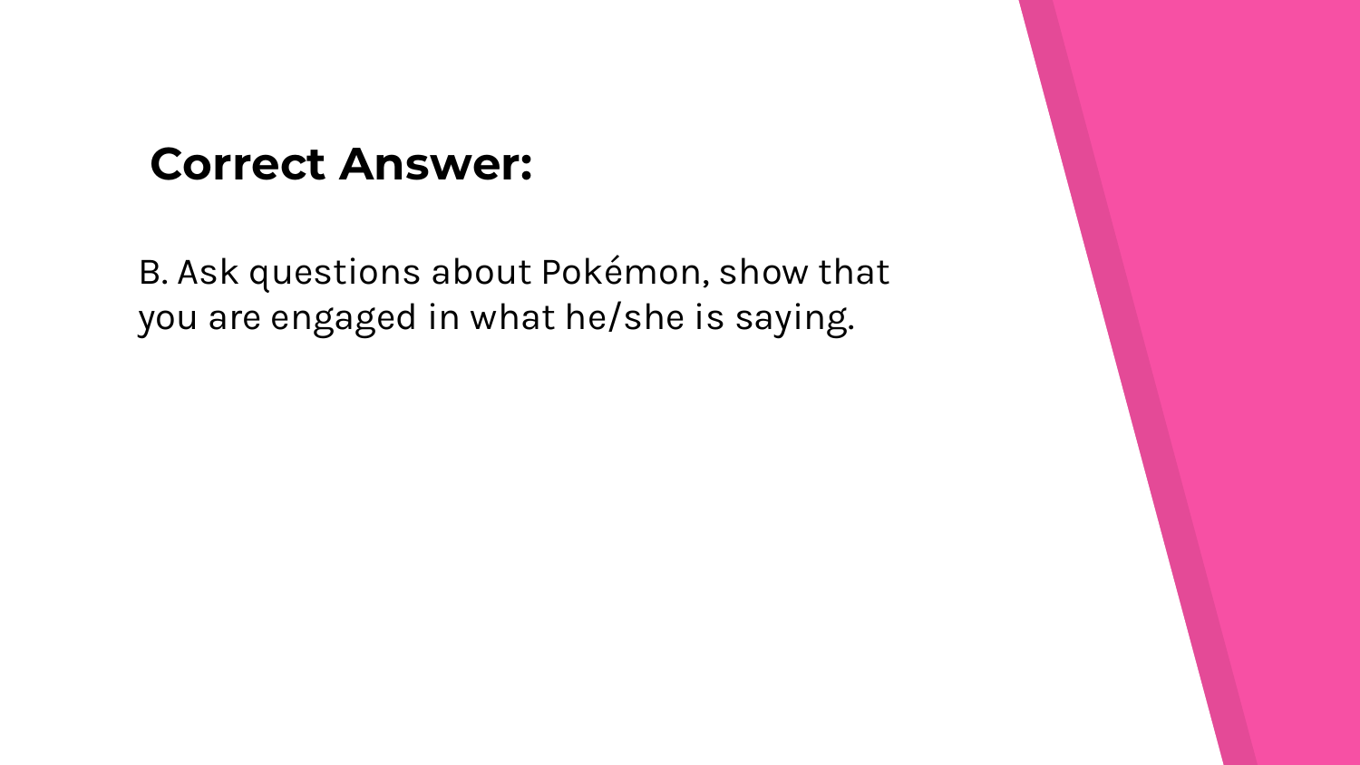## Correct Answer:

B. Ask questions about Pokémon, show that you are engaged in what he/she is saying.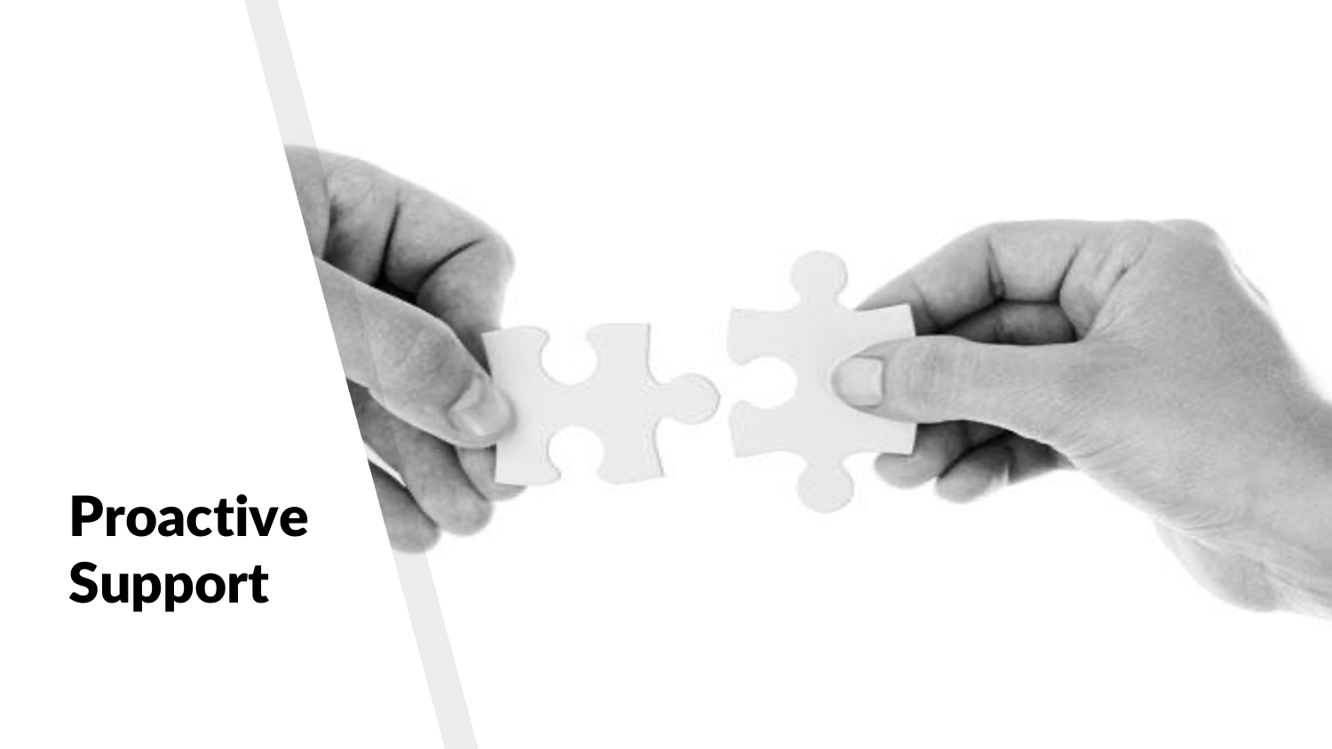# Proactive Support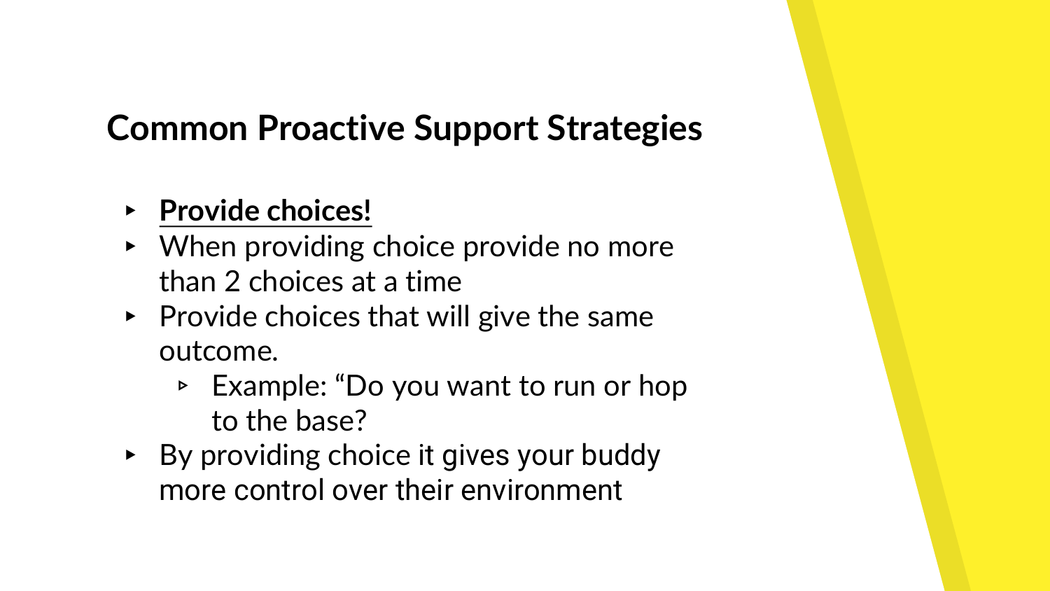## Common Proactive Support Strategies

- **Provide choices!**
- When providing choice provide no more than 2 choices at a time
- Provide choices that will give the same outcome.
  - Example: “Do you want to run or hop to the base?
- By providing choice it gives your buddy more control over their environment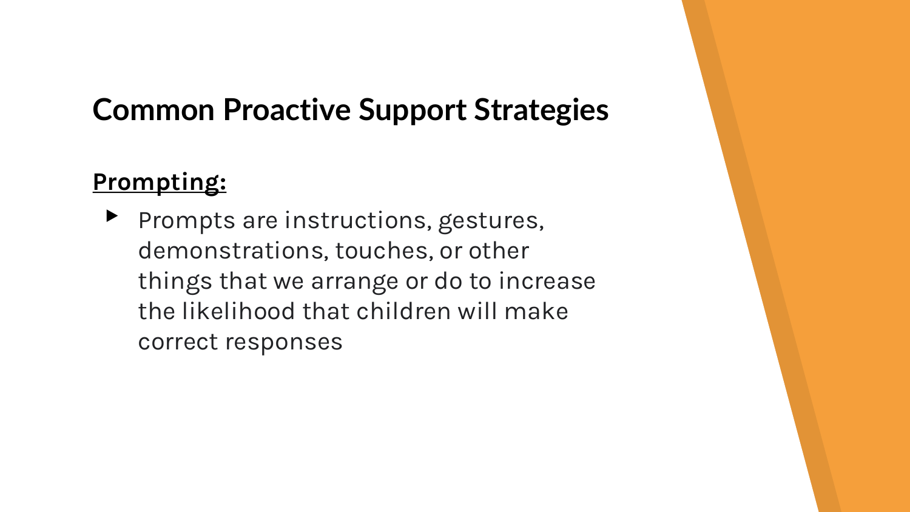# Common Proactive Support Strategies

**Prompting:**

- Prompts are instructions, gestures, demonstrations, touches, or other things that we arrange or do to increase the likelihood that children will make correct responses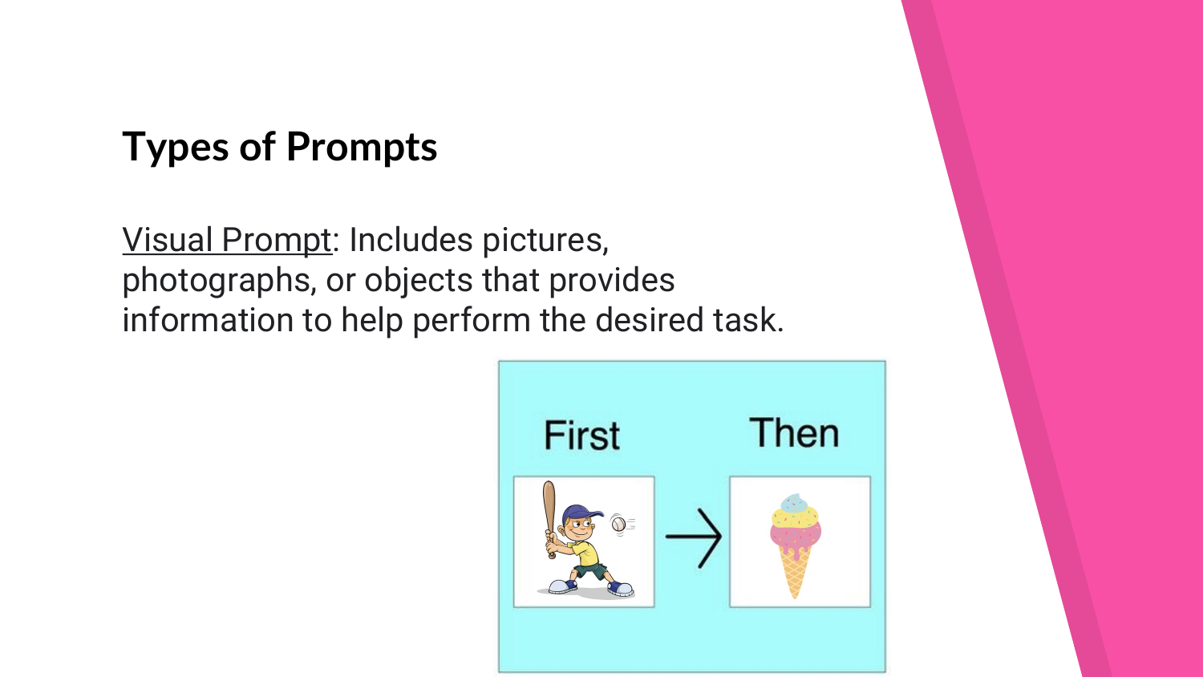## Types of Prompts

Visual Prompt: Includes pictures, photographs, or objects that provides information to help perform the desired task.

First → Then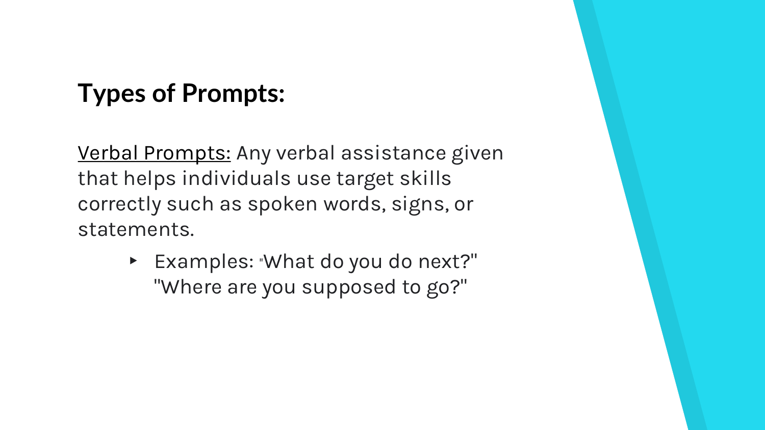## Types of Prompts:

Verbal Prompts: Any verbal assistance given that helps individuals use target skills correctly such as spoken words, signs, or statements.

- Examples: "What do you do next?" "Where are you supposed to go?"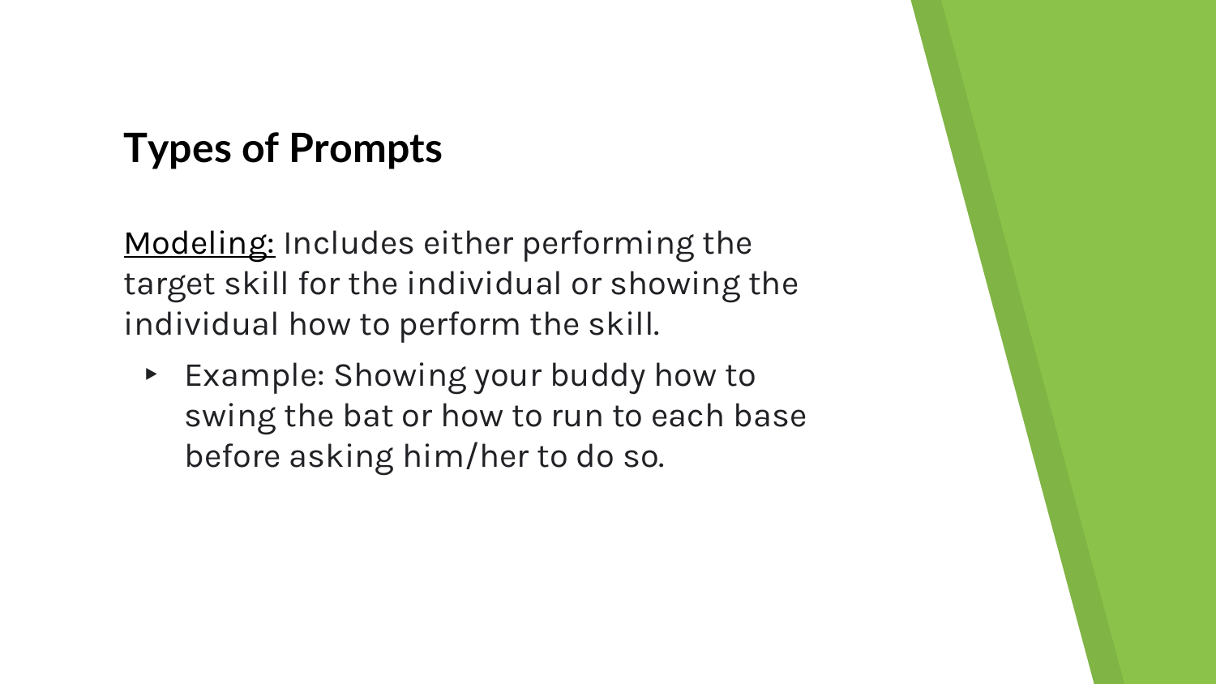## Types of Prompts

<u>Modeling:</u> Includes either performing the target skill for the individual or showing the individual how to perform the skill.

- Example: Showing your buddy how to swing the bat or how to run to each base before asking him/her to do so.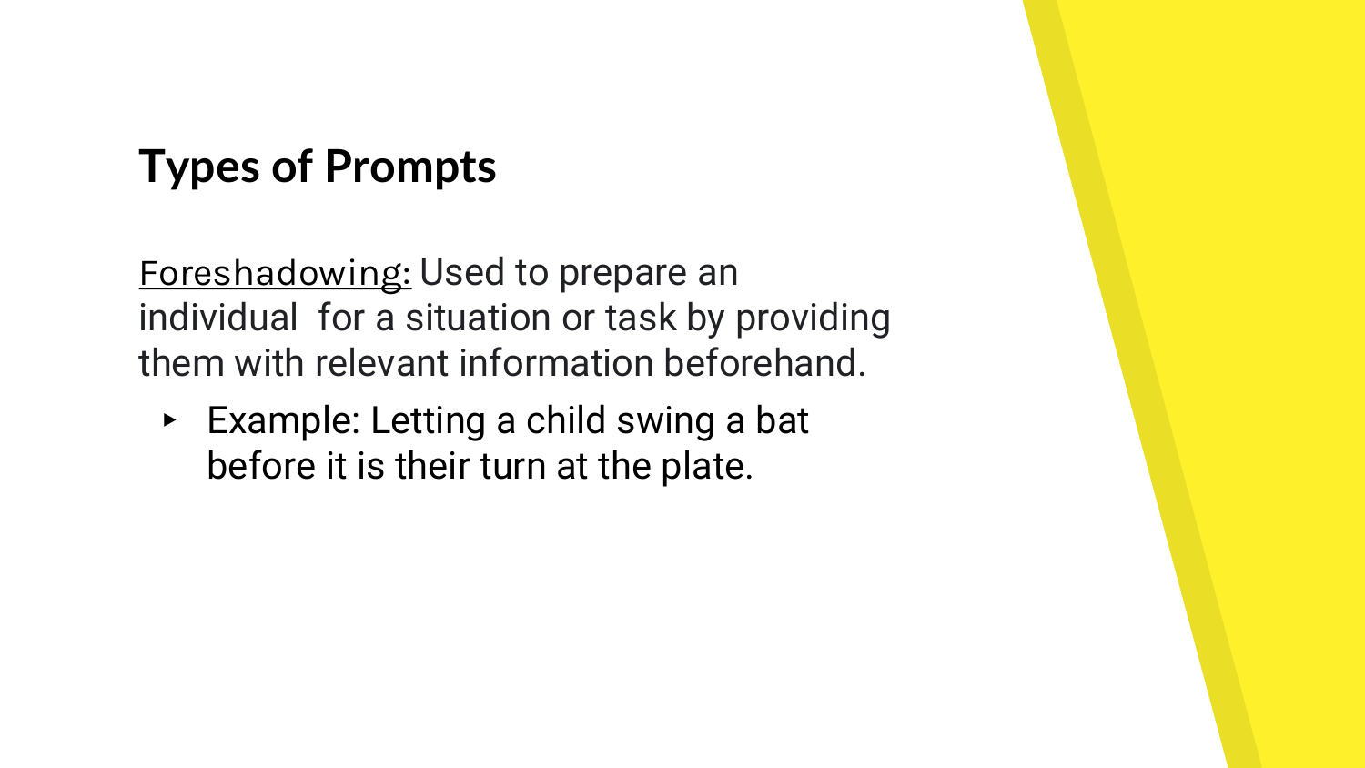## Types of Prompts

<u>Foreshadowing:</u> Used to prepare an individual for a situation or task by providing them with relevant information beforehand.

- Example: Letting a child swing a bat before it is their turn at the plate.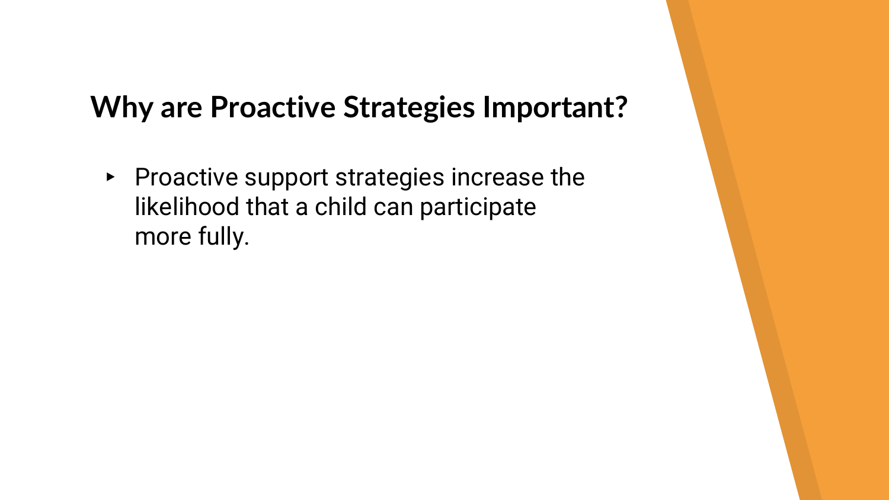# Why are Proactive Strategies Important?

- Proactive support strategies increase the likelihood that a child can participate more fully.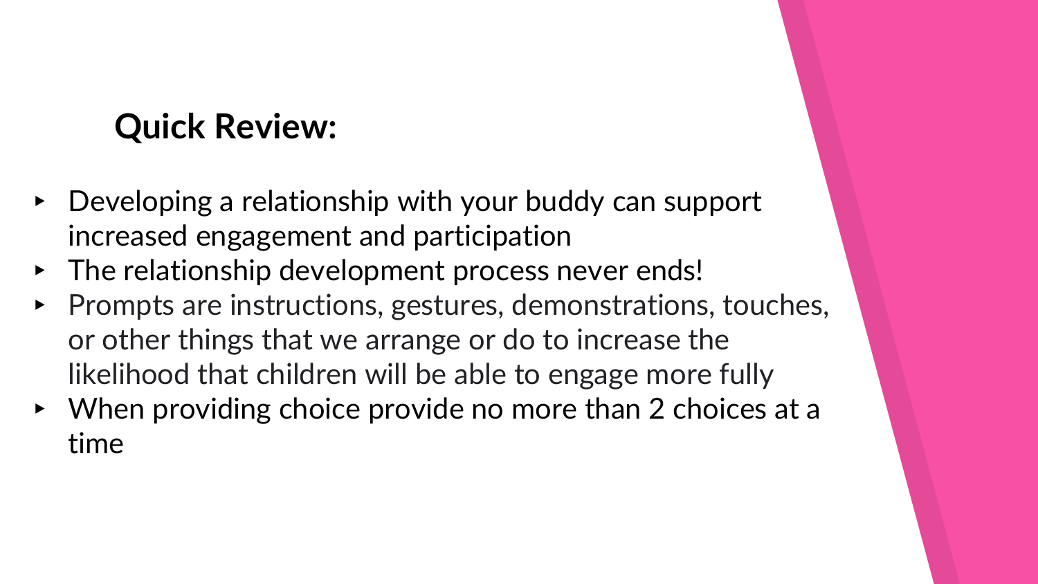## Quick Review:

- Developing a relationship with your buddy can support increased engagement and participation
- The relationship development process never ends!
- Prompts are instructions, gestures, demonstrations, touches, or other things that we arrange or do to increase the likelihood that children will be able to engage more fully
- When providing choice provide no more than 2 choices at a time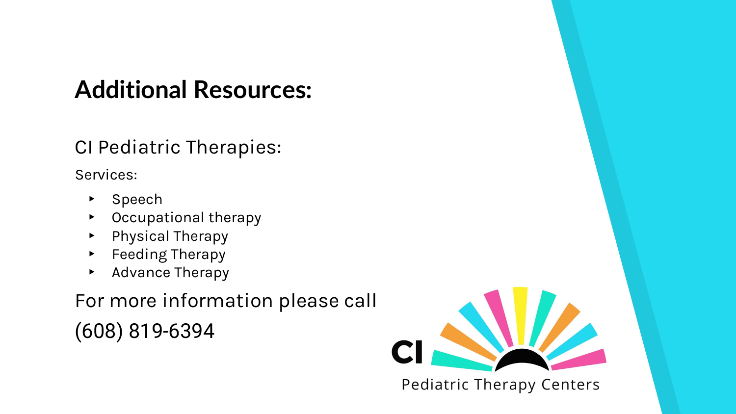# Additional Resources:

## CI Pediatric Therapies:

Services:

- Speech
- Occupational therapy
- Physical Therapy
- Feeding Therapy
- Advance Therapy

For more information please call

(608) 819-6394

CI Pediatric Therapy Centers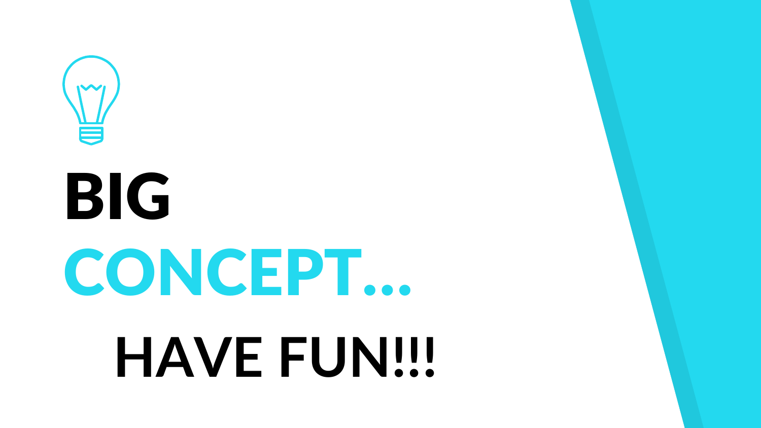# BIG CONCEPT…

HAVE FUN!!!